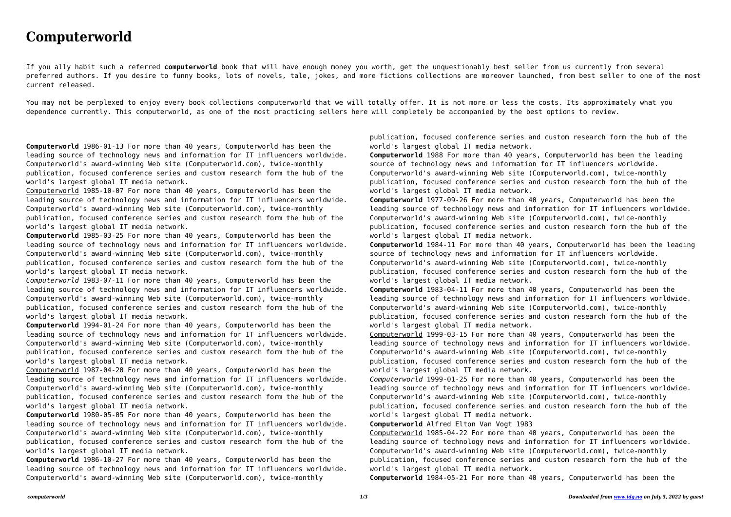# Computerworld

If you ally habit such a referred **computerworld** book that will have enough money you worth, get the unquestionably best seller from us currently from several preferred authors. If you desire to funny books, lots of novels, tale, jokes, and more fictions collections are moreover launched, from best seller to one of the most current released.

You may not be perplexed to enjoy every book collections computerworld that we will totally offer. It is not more or less the costs. Its approximately what you dependence currently. This computerworld, as one of the most practicing sellers here will completely be accompanied by the best options to review.

**Computerworld** 1986-01-13 For more than 40 years, Computerworld has been the leading source of technology news and information for IT influencers worldwide. Computerworld's award-winning Web site (Computerworld.com), twice-monthly publication, focused conference series and custom research form the hub of the world's largest global IT media network.

Computerworld 1985-10-07 For more than 40 years, Computerworld has been the leading source of technology news and information for IT influencers worldwide. Computerworld's award-winning Web site (Computerworld.com), twice-monthly publication, focused conference series and custom research form the hub of the world's largest global IT media network.

**Computerworld** 1985-03-25 For more than 40 years, Computerworld has been the leading source of technology news and information for IT influencers worldwide. Computerworld's award-winning Web site (Computerworld.com), twice-monthly publication, focused conference series and custom research form the hub of the world's largest global IT media network.

*Computerworld* 1983-07-11 For more than 40 years, Computerworld has been the leading source of technology news and information for IT influencers worldwide. Computerworld's award-winning Web site (Computerworld.com), twice-monthly publication, focused conference series and custom research form the hub of the world's largest global IT media network.

**Computerworld** 1994-01-24 For more than 40 years, Computerworld has been the leading source of technology news and information for IT influencers worldwide. Computerworld's award-winning Web site (Computerworld.com), twice-monthly publication, focused conference series and custom research form the hub of the world's largest global IT media network.

Computerworld 1987-04-20 For more than 40 years, Computerworld has been the leading source of technology news and information for IT influencers worldwide. Computerworld's award-winning Web site (Computerworld.com), twice-monthly publication, focused conference series and custom research form the hub of the world's largest global IT media network.

**Computerworld** 1980-05-05 For more than 40 years, Computerworld has been the leading source of technology news and information for IT influencers worldwide. Computerworld's award-winning Web site (Computerworld.com), twice-monthly publication, focused conference series and custom research form the hub of the world's largest global IT media network.

**Computerworld** 1986-10-27 For more than 40 years, Computerworld has been the leading source of technology news and information for IT influencers worldwide. Computerworld's award-winning Web site (Computerworld.com), twice-monthly publication, focused conference series and custom research form the hub of the world's largest global IT media network.

**Computerworld** 1988 For more than 40 years, Computerworld has been the leading source of technology news and information for IT influencers worldwide. Computerworld's award-winning Web site (Computerworld.com), twice-monthly publication, focused conference series and custom research form the hub of the world's largest global IT media network.

**Computerworld** 1977-09-26 For more than 40 years, Computerworld has been the leading source of technology news and information for IT influencers worldwide. Computerworld's award-winning Web site (Computerworld.com), twice-monthly publication, focused conference series and custom research form the hub of the world's largest global IT media network.

**Computerworld** 1984-11 For more than 40 years, Computerworld has been the leading source of technology news and information for IT influencers worldwide. Computerworld's award-winning Web site (Computerworld.com), twice-monthly publication, focused conference series and custom research form the hub of the world's largest global IT media network.

**Computerworld** 1983-04-11 For more than 40 years, Computerworld has been the leading source of technology news and information for IT influencers worldwide. Computerworld's award-winning Web site (Computerworld.com), twice-monthly publication, focused conference series and custom research form the hub of the world's largest global IT media network.

Computerworld 1999-03-15 For more than 40 years, Computerworld has been the leading source of technology news and information for IT influencers worldwide. Computerworld's award-winning Web site (Computerworld.com), twice-monthly publication, focused conference series and custom research form the hub of the world's largest global IT media network.

*Computerworld* 1999-01-25 For more than 40 years, Computerworld has been the leading source of technology news and information for IT influencers worldwide. Computerworld's award-winning Web site (Computerworld.com), twice-monthly publication, focused conference series and custom research form the hub of the world's largest global IT media network.

**Computerworld** Alfred Elton Van Vogt 1983

Computerworld 1985-04-22 For more than 40 years, Computerworld has been the leading source of technology news and information for IT influencers worldwide. Computerworld's award-winning Web site (Computerworld.com), twice-monthly publication, focused conference series and custom research form the hub of the world's largest global IT media network.

**Computerworld** 1984-05-21 For more than 40 years, Computerworld has been the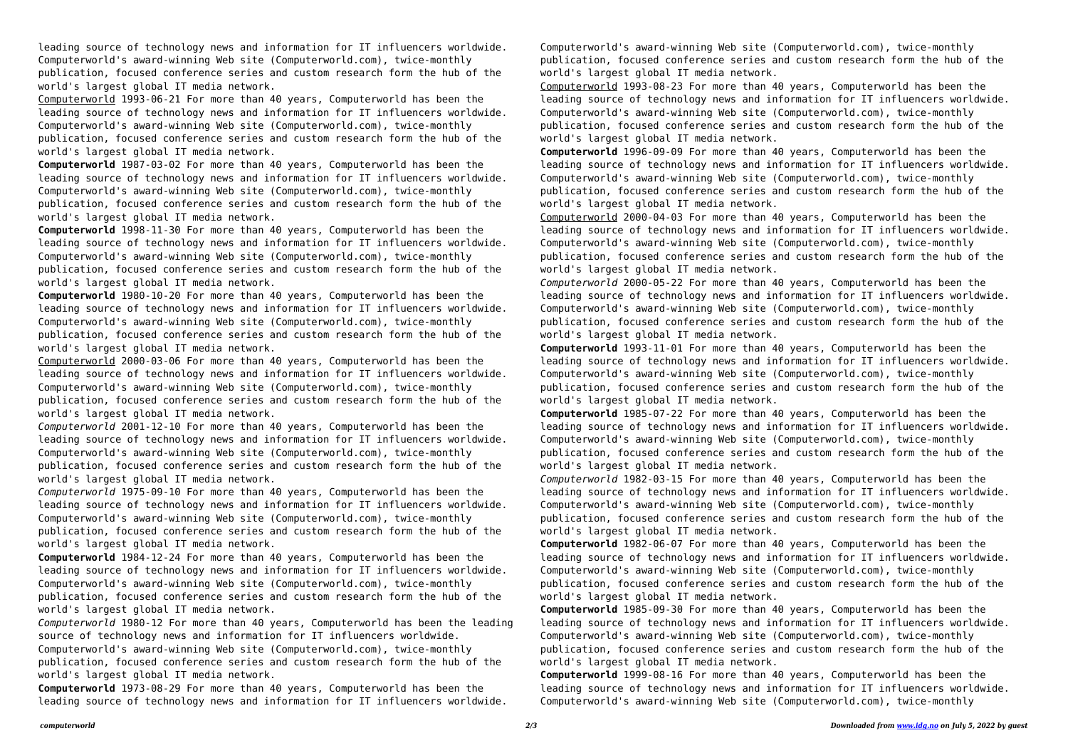leading source of technology news and information for IT influencers worldwide. Computerworld's award-winning Web site (Computerworld.com), twice-monthly publication, focused conference series and custom research form the hub of the world's largest global IT media network.

Computerworld 1993-06-21 For more than 40 years, Computerworld has been the leading source of technology news and information for IT influencers worldwide. Computerworld's award-winning Web site (Computerworld.com), twice-monthly publication, focused conference series and custom research form the hub of the world's largest global IT media network.

**Computerworld** 1987-03-02 For more than 40 years, Computerworld has been the leading source of technology news and information for IT influencers worldwide. Computerworld's award-winning Web site (Computerworld.com), twice-monthly publication, focused conference series and custom research form the hub of the world's largest global IT media network.

**Computerworld** 1998-11-30 For more than 40 years, Computerworld has been the leading source of technology news and information for IT influencers worldwide. Computerworld's award-winning Web site (Computerworld.com), twice-monthly publication, focused conference series and custom research form the hub of the world's largest global IT media network.

**Computerworld** 1980-10-20 For more than 40 years, Computerworld has been the leading source of technology news and information for IT influencers worldwide. Computerworld's award-winning Web site (Computerworld.com), twice-monthly publication, focused conference series and custom research form the hub of the world's largest global IT media network.

Computerworld 2000-03-06 For more than 40 years, Computerworld has been the leading source of technology news and information for IT influencers worldwide. Computerworld's award-winning Web site (Computerworld.com), twice-monthly publication, focused conference series and custom research form the hub of the world's largest global IT media network.

*Computerworld* 2001-12-10 For more than 40 years, Computerworld has been the leading source of technology news and information for IT influencers worldwide. Computerworld's award-winning Web site (Computerworld.com), twice-monthly publication, focused conference series and custom research form the hub of the world's largest global IT media network.

*Computerworld* 1975-09-10 For more than 40 years, Computerworld has been the leading source of technology news and information for IT influencers worldwide. Computerworld's award-winning Web site (Computerworld.com), twice-monthly publication, focused conference series and custom research form the hub of the world's largest global IT media network.

**Computerworld** 1984-12-24 For more than 40 years, Computerworld has been the leading source of technology news and information for IT influencers worldwide. Computerworld's award-winning Web site (Computerworld.com), twice-monthly publication, focused conference series and custom research form the hub of the world's largest global IT media network.

*Computerworld* 1980-12 For more than 40 years, Computerworld has been the leading source of technology news and information for IT influencers worldwide. Computerworld's award-winning Web site (Computerworld.com), twice-monthly publication, focused conference series and custom research form the hub of the world's largest global IT media network.

**Computerworld** 1973-08-29 For more than 40 years, Computerworld has been the leading source of technology news and information for IT influencers worldwide. Computerworld's award-winning Web site (Computerworld.com), twice-monthly publication, focused conference series and custom research form the hub of the world's largest global IT media network.

Computerworld 1993-08-23 For more than 40 years, Computerworld has been the leading source of technology news and information for IT influencers worldwide. Computerworld's award-winning Web site (Computerworld.com), twice-monthly publication, focused conference series and custom research form the hub of the world's largest global IT media network.

**Computerworld** 1996-09-09 For more than 40 years, Computerworld has been the leading source of technology news and information for IT influencers worldwide. Computerworld's award-winning Web site (Computerworld.com), twice-monthly publication, focused conference series and custom research form the hub of the world's largest global IT media network.

Computerworld 2000-04-03 For more than 40 years, Computerworld has been the leading source of technology news and information for IT influencers worldwide. Computerworld's award-winning Web site (Computerworld.com), twice-monthly publication, focused conference series and custom research form the hub of the world's largest global IT media network.

*Computerworld* 2000-05-22 For more than 40 years, Computerworld has been the leading source of technology news and information for IT influencers worldwide. Computerworld's award-winning Web site (Computerworld.com), twice-monthly publication, focused conference series and custom research form the hub of the world's largest global IT media network.

**Computerworld** 1993-11-01 For more than 40 years, Computerworld has been the leading source of technology news and information for IT influencers worldwide. Computerworld's award-winning Web site (Computerworld.com), twice-monthly publication, focused conference series and custom research form the hub of the world's largest global IT media network.

**Computerworld** 1985-07-22 For more than 40 years, Computerworld has been the leading source of technology news and information for IT influencers worldwide. Computerworld's award-winning Web site (Computerworld.com), twice-monthly publication, focused conference series and custom research form the hub of the world's largest global IT media network.

*Computerworld* 1982-03-15 For more than 40 years, Computerworld has been the leading source of technology news and information for IT influencers worldwide. Computerworld's award-winning Web site (Computerworld.com), twice-monthly publication, focused conference series and custom research form the hub of the world's largest global IT media network.

**Computerworld** 1982-06-07 For more than 40 years, Computerworld has been the leading source of technology news and information for IT influencers worldwide. Computerworld's award-winning Web site (Computerworld.com), twice-monthly publication, focused conference series and custom research form the hub of the world's largest global IT media network.

**Computerworld** 1985-09-30 For more than 40 years, Computerworld has been the leading source of technology news and information for IT influencers worldwide. Computerworld's award-winning Web site (Computerworld.com), twice-monthly publication, focused conference series and custom research form the hub of the world's largest global IT media network.

**Computerworld** 1999-08-16 For more than 40 years, Computerworld has been the leading source of technology news and information for IT influencers worldwide. Computerworld's award-winning Web site (Computerworld.com), twice-monthly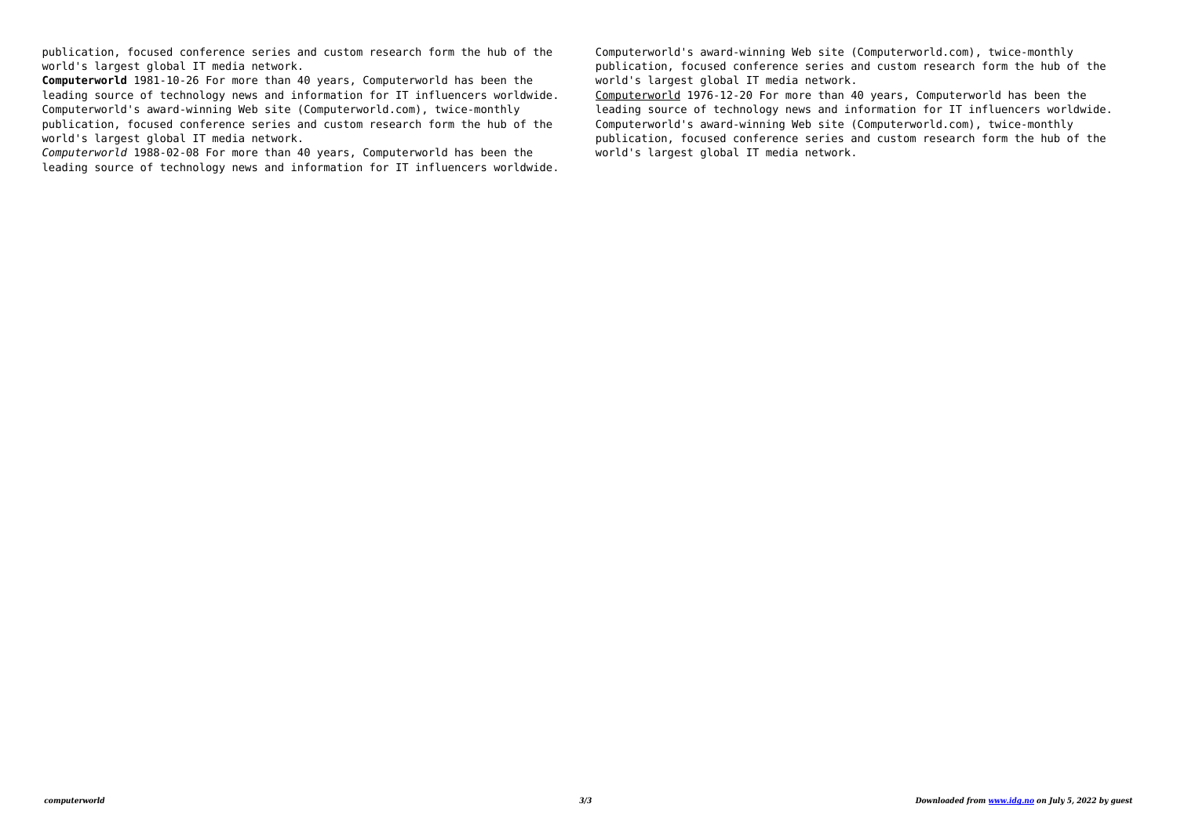publication, focused conference series and custom research form the hub of the world's largest global IT media network.

**Computerworld** 1981-10-26 For more than 40 years, Computerworld has been the leading source of technology news and information for IT influencers worldwide. Computerworld's award-winning Web site (Computerworld.com), twice-monthly publication, focused conference series and custom research form the hub of the world's largest global IT media network.

*Computerworld* 1988-02-08 For more than 40 years, Computerworld has been the leading source of technology news and information for IT influencers worldwide. Computerworld's award-winning Web site (Computerworld.com), twice-monthly publication, focused conference series and custom research form the hub of the world's largest global IT media network.

Computerworld 1976-12-20 For more than 40 years, Computerworld has been the leading source of technology news and information for IT influencers worldwide. Computerworld's award-winning Web site (Computerworld.com), twice-monthly publication, focused conference series and custom research form the hub of the world's largest global IT media network.